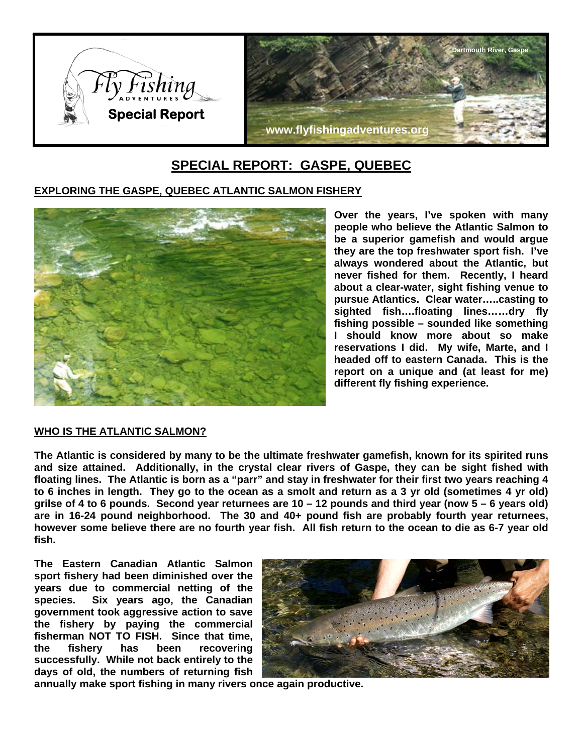# SPECIAL REPORT: GASPE, QUEBEC

## EXPLORING THE GASPE, QUEBEC ATLANTIC SALMON FISHERY

**Over the years, I've spoken with many people who believe the Atlantic Salmon to be a superior gamefish and would argue they are the top freshwater sport fish. I've always wondered about the Atlantic, but never fished for them. Recently, I heard about a clear-water, sight fishing venue to pursue Atlantics. Clear water…..casting to sighted fish….floating lines……dry fly fishing possible – sounded like something I should know more about so make reservations I did. My wife, Marte, and I headed off to eastern Canada. This is the report on a unique and (at least for me) different fly fishing experience.**

## WHO IS THE ATLANTIC SALMON?

**The Atlantic is considered by many to be the ultimate freshwater gamefish, known for its spirited runs and size attained. Additionally, in the crystal clear rivers of Gaspe, they can be sight fished with floating lines. The Atlantic is born as a "parr" and stay in freshwater for their first two years reaching 4 to 6 inches in length. They go to the ocean as a smolt and return as a 3 yr old (sometimes 4 yr old) grilse of 4 to 6 pounds. Second year returnees are 10 – 12 pounds and third year (now 5 – 6 years old) are in 16-24 pound neighborhood. The 30 and 40+ pound fish are probably fourth year returnees, however some believe there are no fourth year fish. All fish return to the ocean to die as 6-7 year old fish.**

**The Eastern Canadian Atlantic Salmon sport fishery had been diminished over the years due to commercial netting of the species. Six years ago, the Canadian government took aggressive action to save the fishery by paying the commercial fisherman NOT TO FISH. Since that time, the fishery has been recovering successfully. While not back entirely to the days of old, the numbers of returning fish annually make sport fishing in many rivers once again productive.**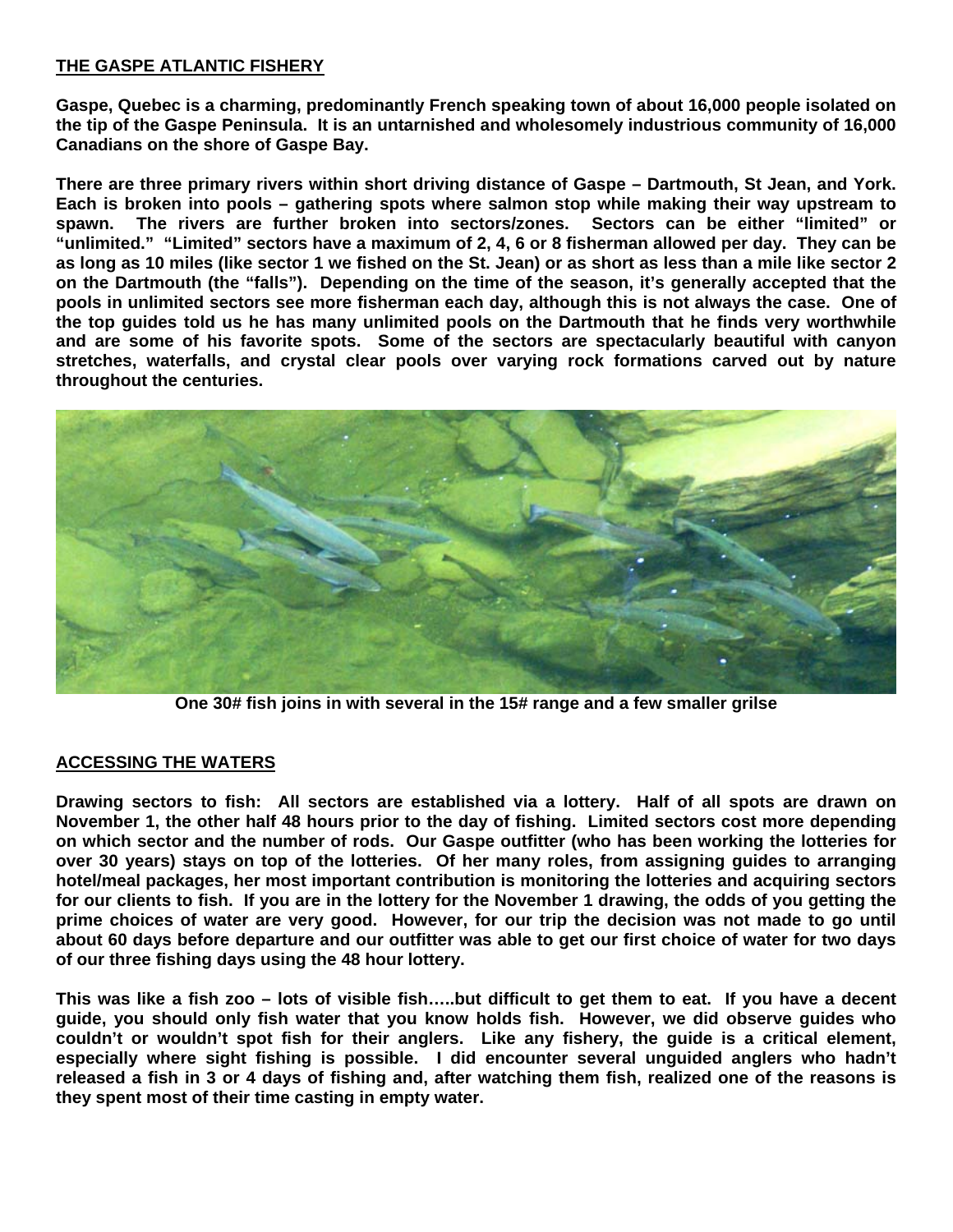## THE GASPE ATLANTIC FISHERY

**Gaspe, Quebec is a charming, predominantly French speaking town of about 16,000 people isolated on the tip of the Gaspe Peninsula. It is an untarnished and wholesomely industrious community of 16,000 Canadians on the shore of Gaspe Bay.**

**There are three primary rivers within short driving distance of Gaspe – Dartmouth, St Jean, and York. Each is broken into pools – gathering spots where salmon stop while making their way upstream to spawn. The rivers are further broken into sectors/zones. Sectors can be either "limited" or "unlimited." "Limited" sectors have a maximum of 2, 4, 6 or 8 fisherman allowed per day. They can be as long as 10 miles (like sector 1 we fished on the St. Jean) or as short as less than a mile like sector 2 on the Dartmouth (the "falls"). Depending on the time of the season, it's generally accepted that the pools in unlimited sectors see more fisherman each day, although this is not always the case. One of the top guides told us he has many unlimited pools on the Dartmouth that he finds very worthwhile and are some of his favorite spots. Some of the sectors are spectacularly beautiful with canyon stretches, waterfalls, and crystal clear pools over varying rock formations carved out by nature throughout the centuries.**

**One 30# fish joins in with several in the 15# range and a few smaller grilse**

## ACCESSING THE WATERS

**Drawing sectors to fish: All sectors are established via a lottery. Half of all spots are drawn on November 1, the other half 48 hours prior to the day of fishing. Limited sectors cost more depending on which sector and the number of rods. Our Gaspe outfitter (who has been working the lotteries for over 30 years) stays on top of the lotteries. Of her many roles, from assigning guides to arranging hotel/meal packages, her most important contribution is monitoring the lotteries and acquiring sectors for our clients to fish. If you are in the lottery for the November 1 drawing, the odds of you getting the prime choices of water are very good. However, for our trip the decision was not made to go until about 60 days before departure and our outfitter was able to get our first choice of water for two days of our three fishing days using the 48 hour lottery.**

**This was like a fish zoo – lots of visible fish…..but difficult to get them to eat. If you have a decent guide, you should only fish water that you know holds fish. However, we did observe guides who couldn't or wouldn't spot fish for their anglers. Like any fishery, the guide is a critical element, especially where sight fishing is possible. I did encounter several unguided anglers who hadn't released a fish in 3 or 4 days of fishing and, after watching them fish, realized one of the reasons is they spent most of their time casting in empty water.**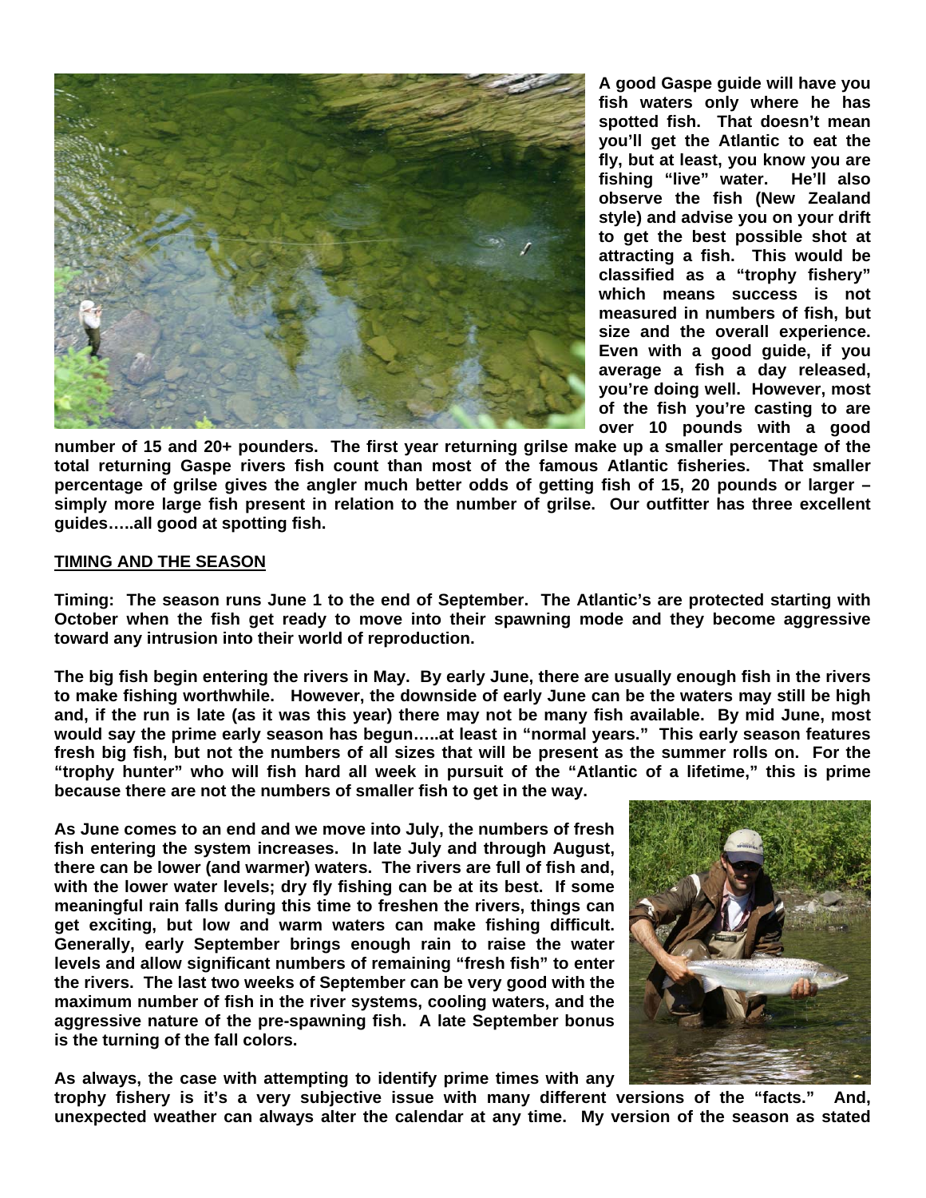**A good Gaspe guide will have you fish waters only where he has spotted fish. That doesn't mean you'll get the Atlantic to eat the fly, but at least, you know you are fishing "live" water. He'll also observe the fish (New Zealand style) and advise you on your drift to get the best possible shot at attracting a fish. This would be classified as a "trophy fishery" which means success is not measured in numbers of fish, but size and the overall experience. Even with a good guide, if you average a fish a day released, you're doing well. However, most of the fish you're casting to are over 10 pounds with a good number of 15 and 20+ pounders. The first year returning grilse make up a smaller percentage of the total returning Gaspe rivers fish count than most of the famous Atlantic fisheries. That smaller percentage of grilse gives the angler much better odds of getting fish of 15, 20 pounds or larger – simply more large fish present in relation to the number of grilse. Our outfitter has three excellent guides…..all good at spotting fish.**

**<u>TIMING AND THE SEASON</u>**

**Timing: The season runs June 1 to the end of September. The Atlantic's are protected starting with October when the fish get ready to move into their spawning mode and they become aggressive toward any intrusion into their world of reproduction.**

**The big fish begin entering the rivers in May. By early June, there are usually enough fish in the rivers to make fishing worthwhile. However, the downside of early June can be the waters may still be high and, if the run is late (as it was this year) there may not be many fish available. By mid June, most would say the prime early season has begun…..at least in "normal years." This early season features fresh big fish, but not the numbers of all sizes that will be present as the summer rolls on. For the "trophy hunter" who will fish hard all week in pursuit of the "Atlantic of a lifetime," this is prime because there are not the numbers of smaller fish to get in the way.**

**As June comes to an end and we move into July, the numbers of fresh fish entering the system increases. In late July and through August, there can be lower (and warmer) waters. The rivers are full of fish and, with the lower water levels; dry fly fishing can be at its best. If some meaningful rain falls during this time to freshen the rivers, things can get exciting, but low and warm waters can make fishing difficult. Generally, early September brings enough rain to raise the water levels and allow significant numbers of remaining "fresh fish" to enter the rivers. The last two weeks of September can be very good with the maximum number of fish in the river systems, cooling waters, and the aggressive nature of the pre-spawning fish. A late September bonus is the turning of the fall colors.**

**As always, the case with attempting to identify prime times with any trophy fishery is it's a very subjective issue with many different versions of the "facts." And, unexpected weather can always alter the calendar at any time. My version of the season as stated**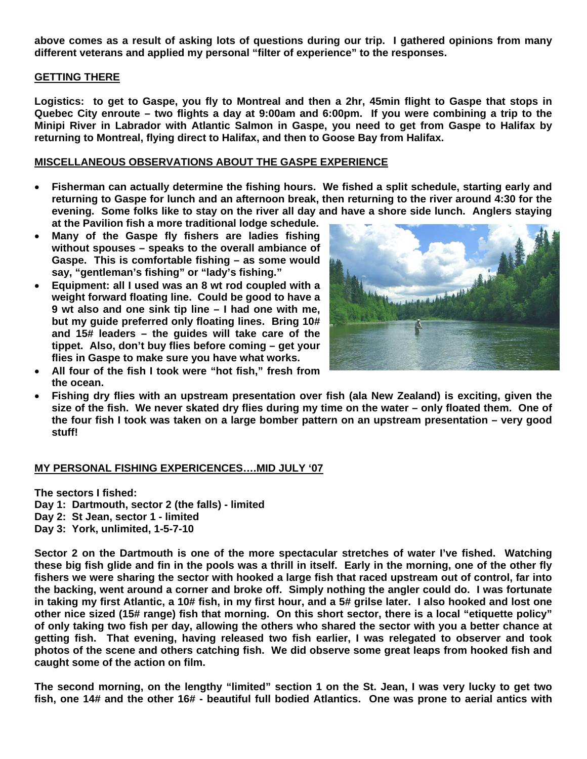**above comes as a result of asking lots of questions during our trip. I gathered opinions from many different veterans and applied my personal "filter of experience" to the responses.**

## GETTING THERE

**Logistics: to get to Gaspe, you fly to Montreal and then a 2hr, 45min flight to Gaspe that stops in Quebec City enroute – two flights a day at 9:00am and 6:00pm. If you were combining a trip to the Minipi River in Labrador with Atlantic Salmon in Gaspe, you need to get from Gaspe to Halifax by returning to Montreal, flying direct to Halifax, and then to Goose Bay from Halifax.**

## MISCELLANEOUS OBSERVATIONS ABOUT THE GASPE EXPERIENCE

- **Fisherman can actually determine the fishing hours. We fished a split schedule, starting early and returning to Gaspe for lunch and an afternoon break, then returning to the river around 4:30 for the evening. Some folks like to stay on the river all day and have a shore side lunch. Anglers staying at the Pavilion fish a more traditional lodge schedule.**
- **Many of the Gaspe fly fishers are ladies fishing without spouses – speaks to the overall ambiance of Gaspe. This is comfortable fishing – as some would say, "gentleman's fishing" or "lady's fishing."**
- **Equipment: all I used was an 8 wt rod coupled with a weight forward floating line. Could be good to have a 9 wt also and one sink tip line – I had one with me, but my guide preferred only floating lines. Bring 10# and 15# leaders – the guides will take care of the tippet. Also, don't buy flies before coming – get your flies in Gaspe to make sure you have what works.**
- **All four of the fish I took were "hot fish," fresh from the ocean.**
- **Fishing dry flies with an upstream presentation over fish (ala New Zealand) is exciting, given the size of the fish. We never skated dry flies during my time on the water – only floated them. One of the four fish I took was taken on a large bomber pattern on an upstream presentation – very good stuff!**

## MY PERSONAL FISHING EXPERICENCES….MID JULY '07

**The sectors I fished:**
**Day 1: Dartmouth, sector 2 (the falls) - limited**
**Day 2: St Jean, sector 1 - limited**
**Day 3: York, unlimited, 1-5-7-10**

**Sector 2 on the Dartmouth is one of the more spectacular stretches of water I've fished. Watching these big fish glide and fin in the pools was a thrill in itself. Early in the morning, one of the other fly fishers we were sharing the sector with hooked a large fish that raced upstream out of control, far into the backing, went around a corner and broke off. Simply nothing the angler could do. I was fortunate in taking my first Atlantic, a 10# fish, in my first hour, and a 5# grilse later. I also hooked and lost one other nice sized (15# range) fish that morning. On this short sector, there is a local "etiquette policy" of only taking two fish per day, allowing the others who shared the sector with you a better chance at getting fish. That evening, having released two fish earlier, I was relegated to observer and took photos of the scene and others catching fish. We did observe some great leaps from hooked fish and caught some of the action on film.**

**The second morning, on the lengthy "limited" section 1 on the St. Jean, I was very lucky to get two fish, one 14# and the other 16# - beautiful full bodied Atlantics. One was prone to aerial antics with**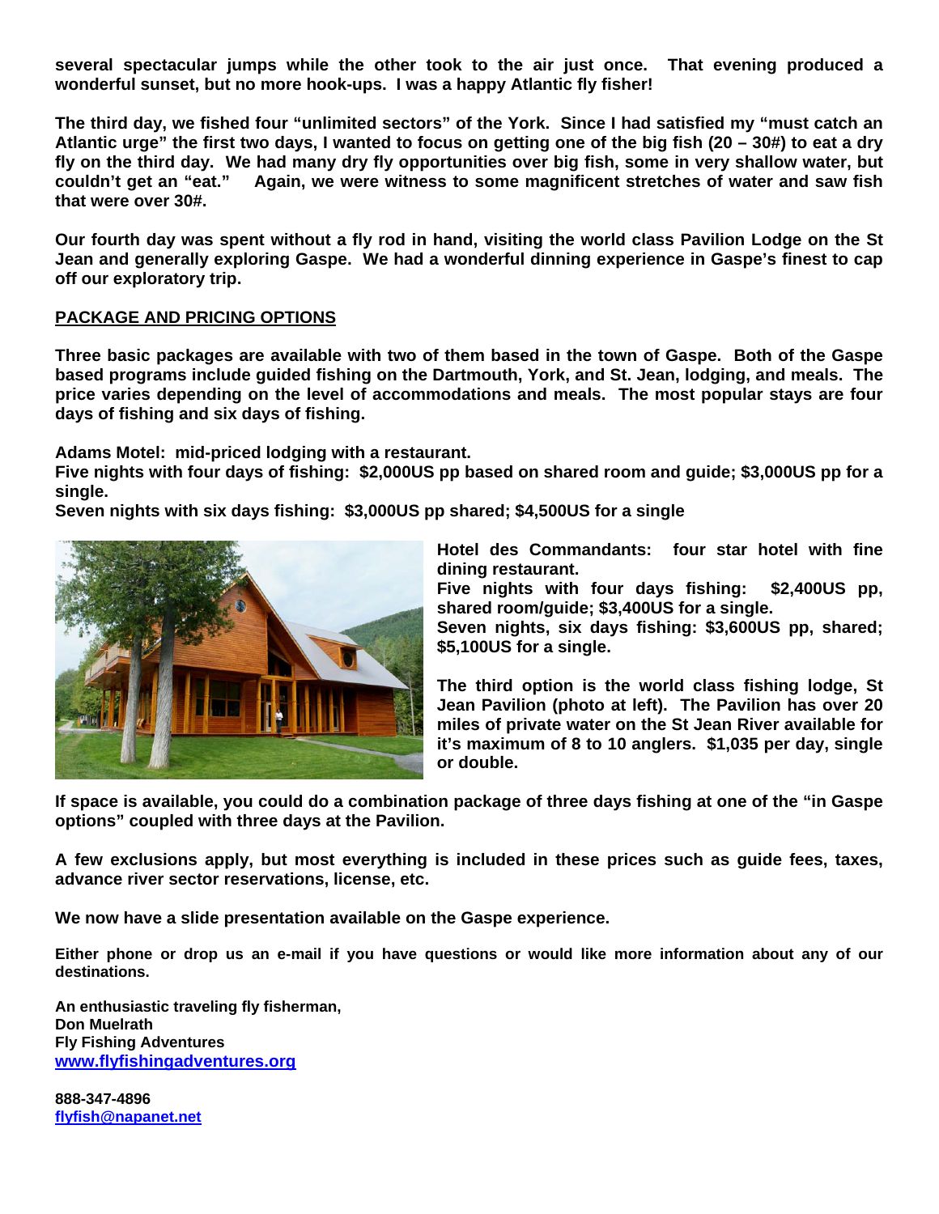**several spectacular jumps while the other took to the air just once. That evening produced a wonderful sunset, but no more hook-ups. I was a happy Atlantic fly fisher!**

**The third day, we fished four "unlimited sectors" of the York. Since I had satisfied my "must catch an Atlantic urge" the first two days, I wanted to focus on getting one of the big fish (20 – 30#) to eat a dry fly on the third day. We had many dry fly opportunities over big fish, some in very shallow water, but couldn't get an "eat." Again, we were witness to some magnificent stretches of water and saw fish that were over 30#.**

**Our fourth day was spent without a fly rod in hand, visiting the world class Pavilion Lodge on the St Jean and generally exploring Gaspe. We had a wonderful dinning experience in Gaspe's finest to cap off our exploratory trip.**

## PACKAGE AND PRICING OPTIONS

**Three basic packages are available with two of them based in the town of Gaspe. Both of the Gaspe based programs include guided fishing on the Dartmouth, York, and St. Jean, lodging, and meals. The price varies depending on the level of accommodations and meals. The most popular stays are four days of fishing and six days of fishing.**

**Adams Motel: mid-priced lodging with a restaurant.**
**Five nights with four days of fishing: $2,000US pp based on shared room and guide; $3,000US pp for a single.**
**Seven nights with six days fishing: $3,000US pp shared; $4,500US for a single**

**Hotel des Commandants: four star hotel with fine dining restaurant.**
**Five nights with four days fishing: $2,400US pp, shared room/guide; $3,400US for a single.**
**Seven nights, six days fishing: $3,600US pp, shared; $5,100US for a single.**

**The third option is the world class fishing lodge, St Jean Pavilion (photo at left). The Pavilion has over 20 miles of private water on the St Jean River available for it's maximum of 8 to 10 anglers. $1,035 per day, single or double.**

**If space is available, you could do a combination package of three days fishing at one of the "in Gaspe options" coupled with three days at the Pavilion.**

**A few exclusions apply, but most everything is included in these prices such as guide fees, taxes, advance river sector reservations, license, etc.**

**We now have a slide presentation available on the Gaspe experience.**

**Either phone or drop us an e-mail if you have questions or would like more information about any of our destinations.**

**An enthusiastic traveling fly fisherman,**
**Don Muelrath**
**Fly Fishing Adventures**
**www.flyfishingadventures.org**

**888-347-4896**
**flyfish@napanet.net**